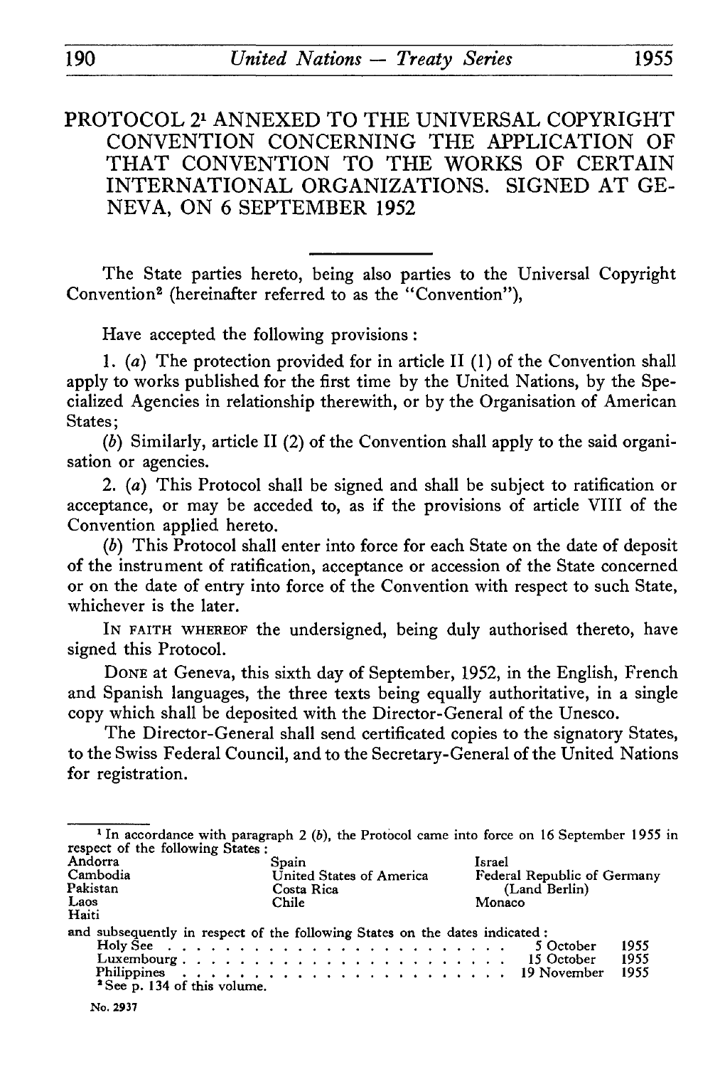# PROTOCOL 2[1] ANNEXED TO THE UNIVERSAL COPYRIGHT CONVENTION CONCERNING THE APPLICATION OF THAT CONVENTION TO THE WORKS OF CERTAIN INTERNATIONAL ORGANIZATIONS. SIGNED AT GENEVA, ON 6 SEPTEMBER 1952

The State parties hereto, being also parties to the Universal Copyright Convention[2] (hereinafter referred to as the "Convention"),

Have accepted the following provisions:

1. (*a*) The protection provided for in article II (1) of the Convention shall apply to works published for the first time by the United Nations, by the Specialized Agencies in relationship therewith, or by the Organisation of American States;

(*b*) Similarly, article II (2) of the Convention shall apply to the said organisation or agencies.

2. (*a*) This Protocol shall be signed and shall be subject to ratification or acceptance, or may be acceded to, as if the provisions of article VIII of the Convention applied hereto.

(*b*) This Protocol shall enter into force for each State on the date of deposit of the instrument of ratification, acceptance or accession of the State concerned or on the date of entry into force of the Convention with respect to such State, whichever is the later.

IN FAITH WHEREOF the undersigned, being duly authorised thereto, have signed this Protocol.

DONE at Geneva, this sixth day of September, 1952, in the English, French and Spanish languages, the three texts being equally authoritative, in a single copy which shall be deposited with the Director-General of the Unesco.

The Director-General shall send certificated copies to the signatory States, to the Swiss Federal Council, and to the Secretary-General of the United Nations for registration.

---

[1] In accordance with paragraph 2 (*b*), the Protocol came into force on 16 September 1955 in respect of the following States:

Andorra, Cambodia, Pakistan, Laos, Haiti, Spain, United States of America, Costa Rica, Chile, Israel, Federal Republic of Germany (Land Berlin), Monaco

and subsequently in respect of the following States on the dates indicated:

| | |
|---|---|
| Holy See | 5 October 1955 |
| Luxembourg | 15 October 1955 |
| Philippines | 19 November 1955 |

[2] See p. 134 of this volume.

No. 2937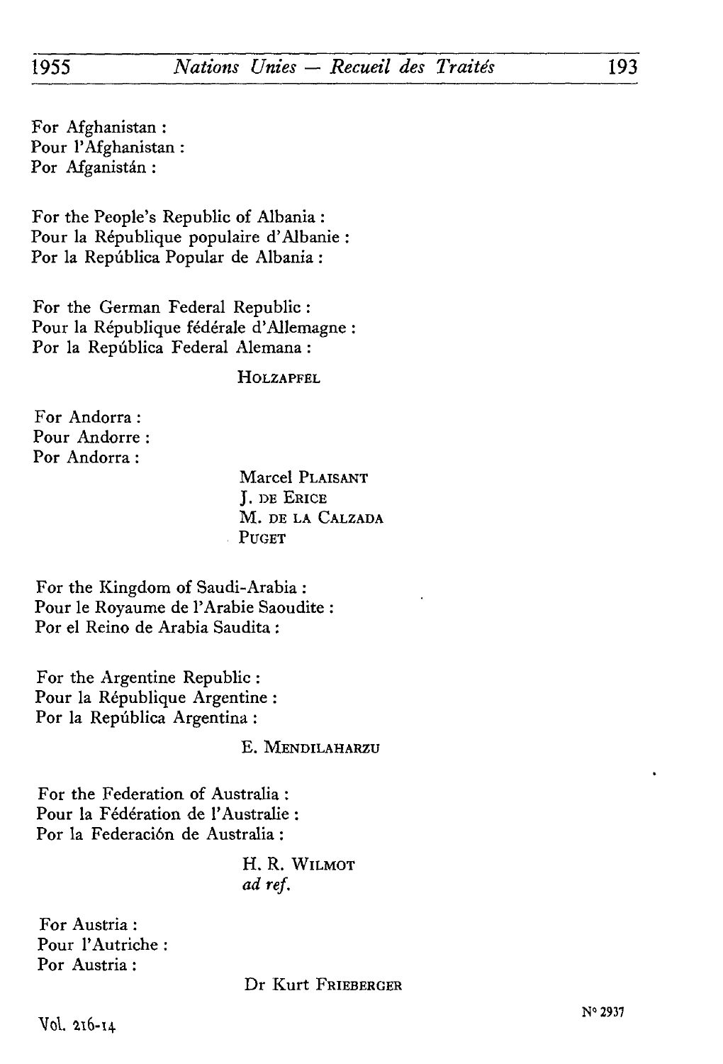For Afghanistan :
Pour l'Afghanistan :
Por Afganistán :

For the People's Republic of Albania :
Pour la République populaire d'Albanie :
Por la República Popular de Albania :

For the German Federal Republic :
Pour la République fédérale d'Allemagne :
Por la República Federal Alemana :

HOLZAPFEL

For Andorra :
Pour Andorre :
Por Andorra :

Marcel PLAISANT
J. DE ERICE
M. DE LA CALZADA
PUGET

For the Kingdom of Saudi-Arabia :
Pour le Royaume de l'Arabie Saoudite :
Por el Reino de Arabia Saudita :

For the Argentine Republic :
Pour la République Argentine :
Por la República Argentina :

E. MENDILAHARZU

For the Federation of Australia :
Pour la Fédération de l'Australie :
Por la Federación de Australia :

H. R. WILMOT
*ad ref.*

For Austria :
Pour l'Autriche :
Por Austria :

Dr Kurt FRIEBERGER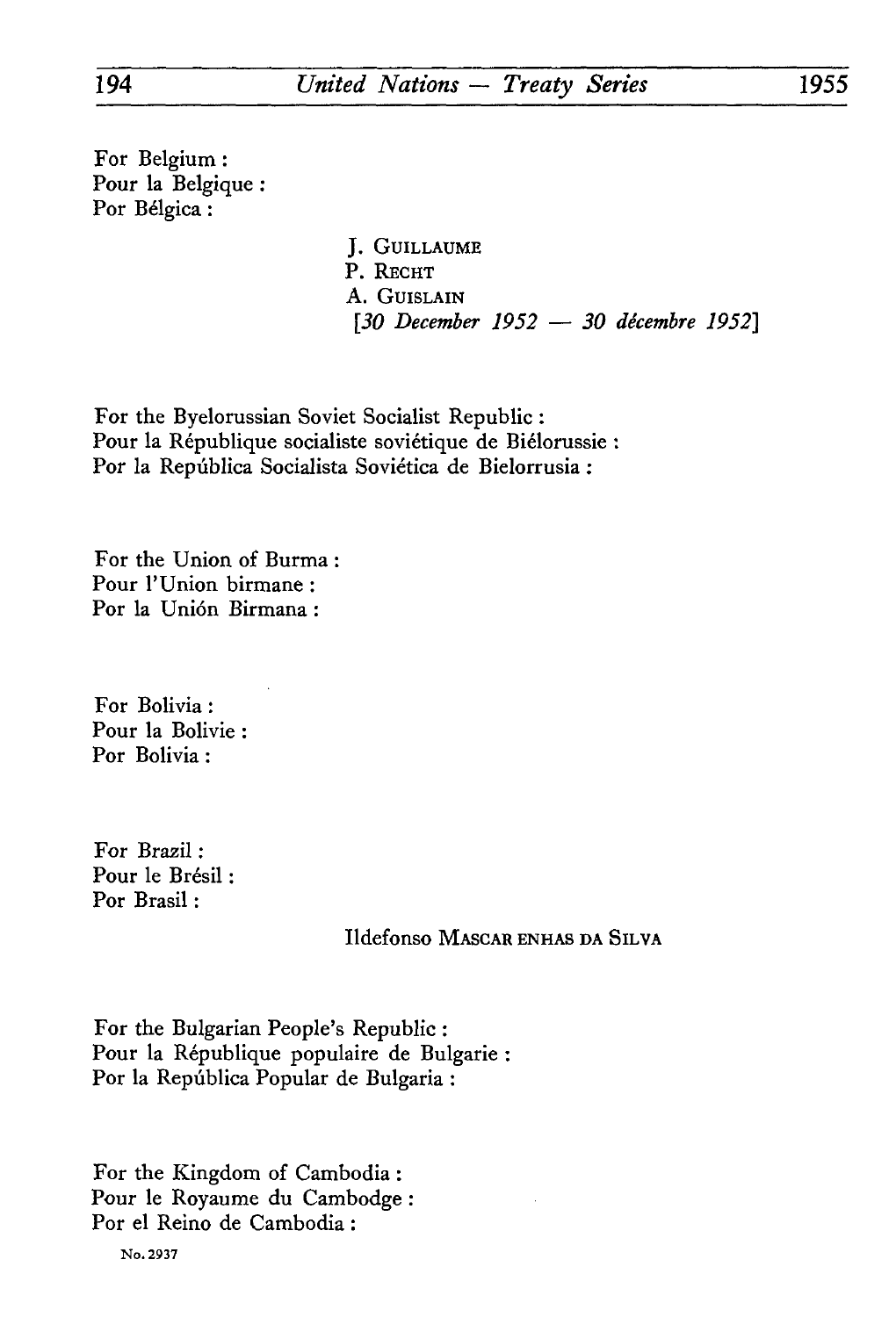For Belgium :
Pour la Belgique :
Por Bélgica :

J. GUILLAUME
P. RECHT
A. GUISLAIN
[*30 December 1952 — 30 décembre 1952*]

For the Byelorussian Soviet Socialist Republic :
Pour la République socialiste soviétique de Biélorussie :
Por la República Socialista Soviética de Bielorrusia :

For the Union of Burma :
Pour l'Union birmane :
Por la Unión Birmana :

For Bolivia :
Pour la Bolivie :
Por Bolivia :

For Brazil :
Pour le Brésil :
Por Brasil :

Ildefonso MASCARENHAS DA SILVA

For the Bulgarian People's Republic :
Pour la République populaire de Bulgarie :
Por la República Popular de Bulgaria :

For the Kingdom of Cambodia :
Pour le Royaume du Cambodge :
Por el Reino de Cambodia :

No. 2937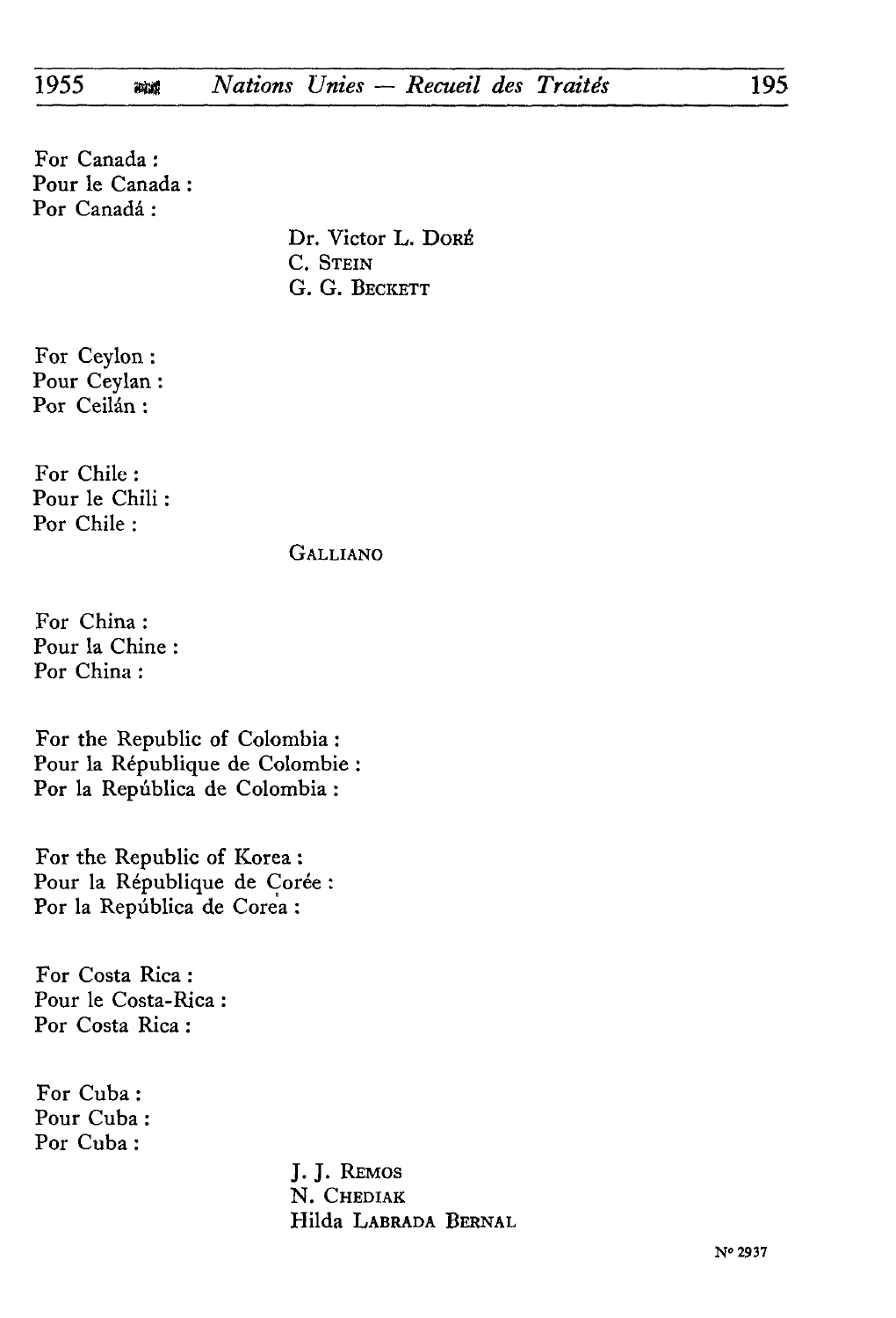For Canada :
Pour le Canada :
Por Canadá :

Dr. Victor L. DORÉ
C. STEIN
G. G. BECKETT

For Ceylon :
Pour Ceylan :
Por Ceilán :

For Chile :
Pour le Chili :
Por Chile :

GALLIANO

For China :
Pour la Chine :
Por China :

For the Republic of Colombia :
Pour la République de Colombie :
Por la República de Colombia :

For the Republic of Korea :
Pour la République de Corée :
Por la República de Corea :

For Costa Rica :
Pour le Costa-Rica :
Por Costa Rica :

For Cuba :
Pour Cuba :
Por Cuba :

J. J. REMOS
N. CHEDIAK
Hilda LABRADA BERNAL

N° 2937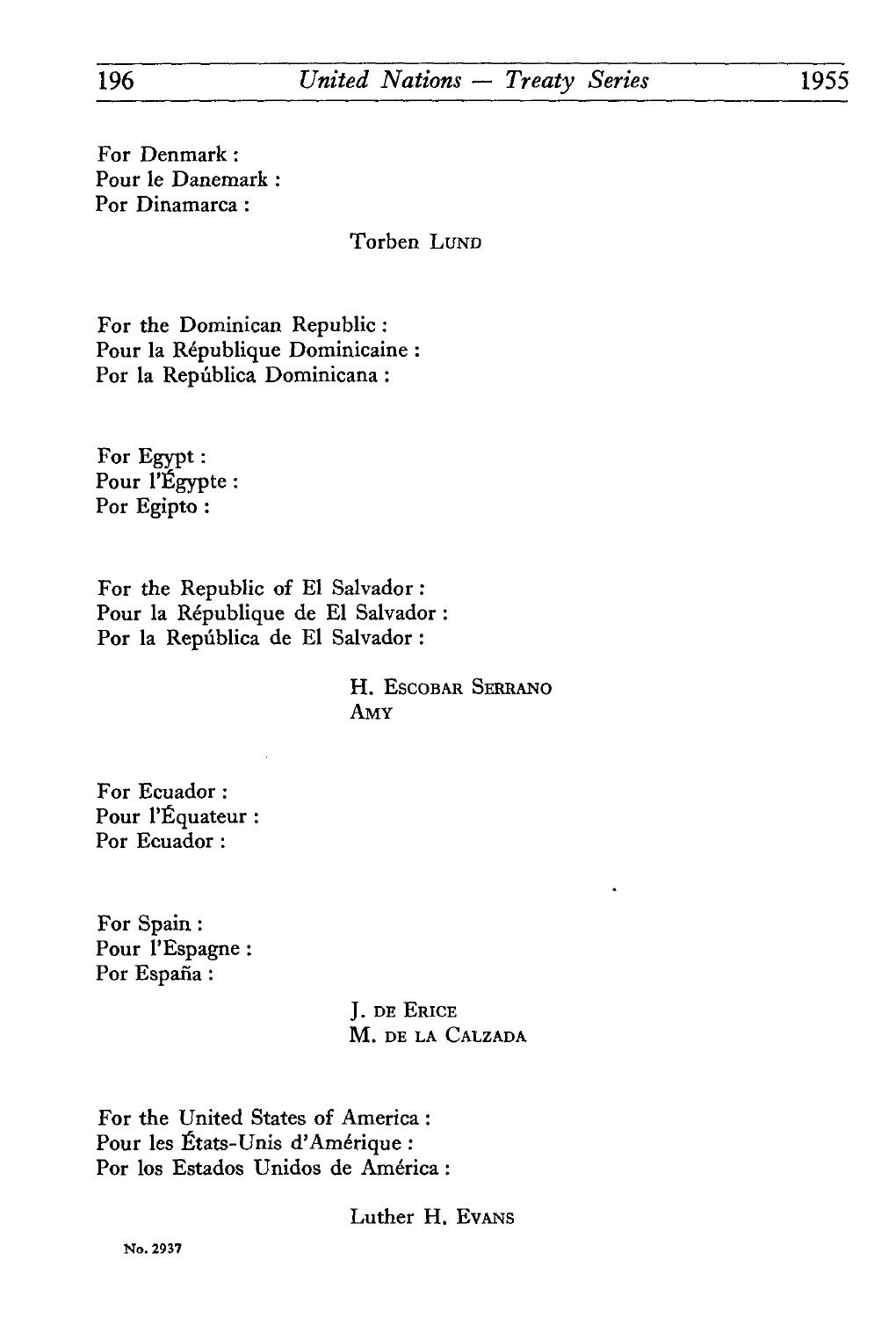For Denmark :
Pour le Danemark :
Por Dinamarca :

Torben Lund

For the Dominican Republic :
Pour la République Dominicaine :
Por la República Dominicana :

For Egypt :
Pour l'Égypte :
Por Egipto :

For the Republic of El Salvador :
Pour la République de El Salvador :
Por la República de El Salvador :

H. Escobar Serrano
Amy

For Ecuador :
Pour l'Équateur :
Por Ecuador :

For Spain :
Pour l'Espagne :
Por España :

J. de Erice
M. de la Calzada

For the United States of America :
Pour les États-Unis d'Amérique :
Por los Estados Unidos de América :

Luther H. Evans

No. 2937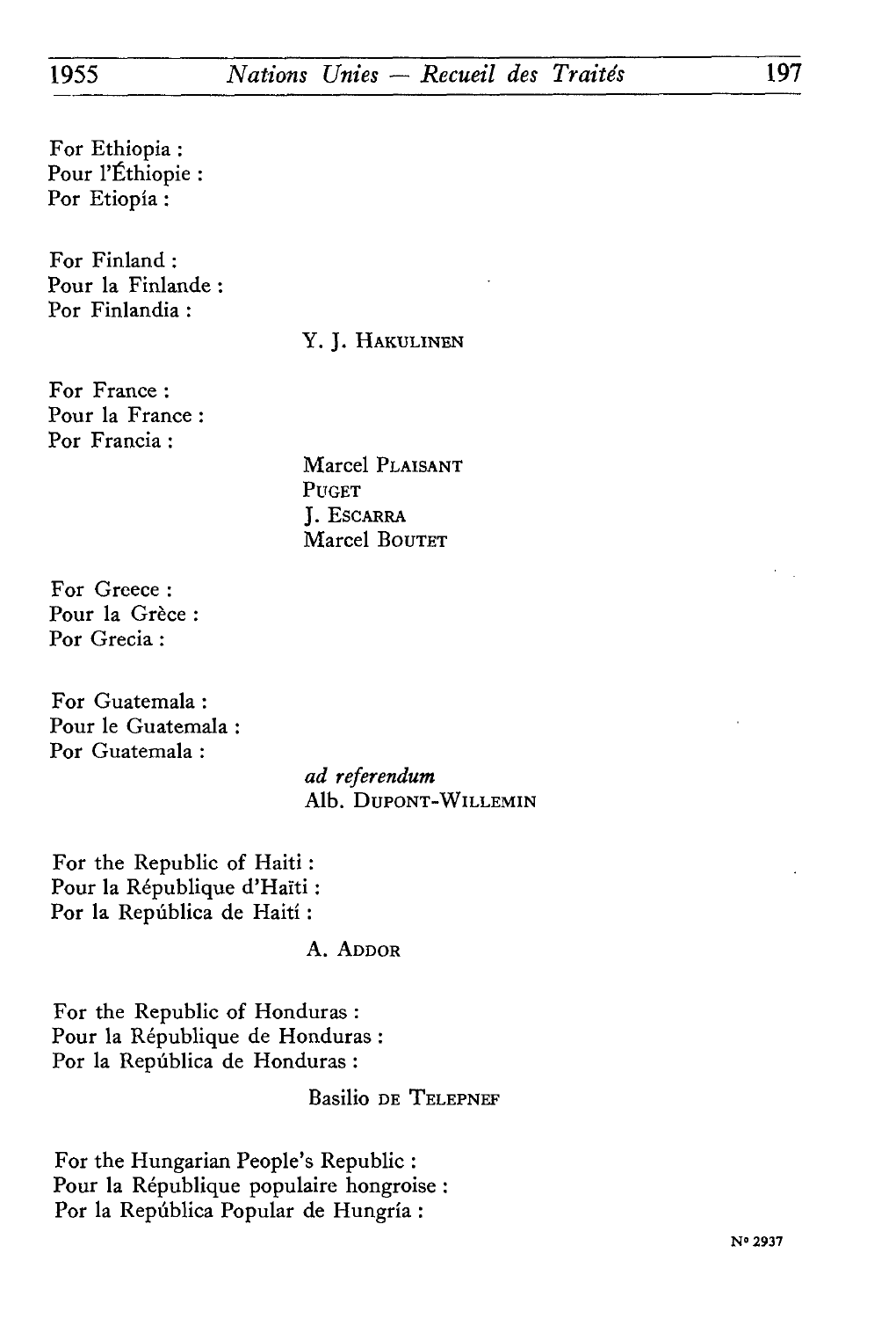For Ethiopia :
Pour l'Éthiopie :
Por Etiopía :

For Finland :
Pour la Finlande :
Por Finlandia :

Y. J. HAKULINEN

For France :
Pour la France :
Por Francia :

Marcel PLAISANT
PUGET
J. ESCARRA
Marcel BOUTET

For Greece :
Pour la Grèce :
Por Grecia :

For Guatemala :
Pour le Guatemala :
Por Guatemala :

*ad referendum*
Alb. DUPONT-WILLEMIN

For the Republic of Haiti :
Pour la République d'Haïti :
Por la República de Haití :

A. ADDOR

For the Republic of Honduras :
Pour la République de Honduras :
Por la República de Honduras :

Basilio DE TELEPNEF

For the Hungarian People's Republic :
Pour la République populaire hongroise :
Por la República Popular de Hungría :

N° 2937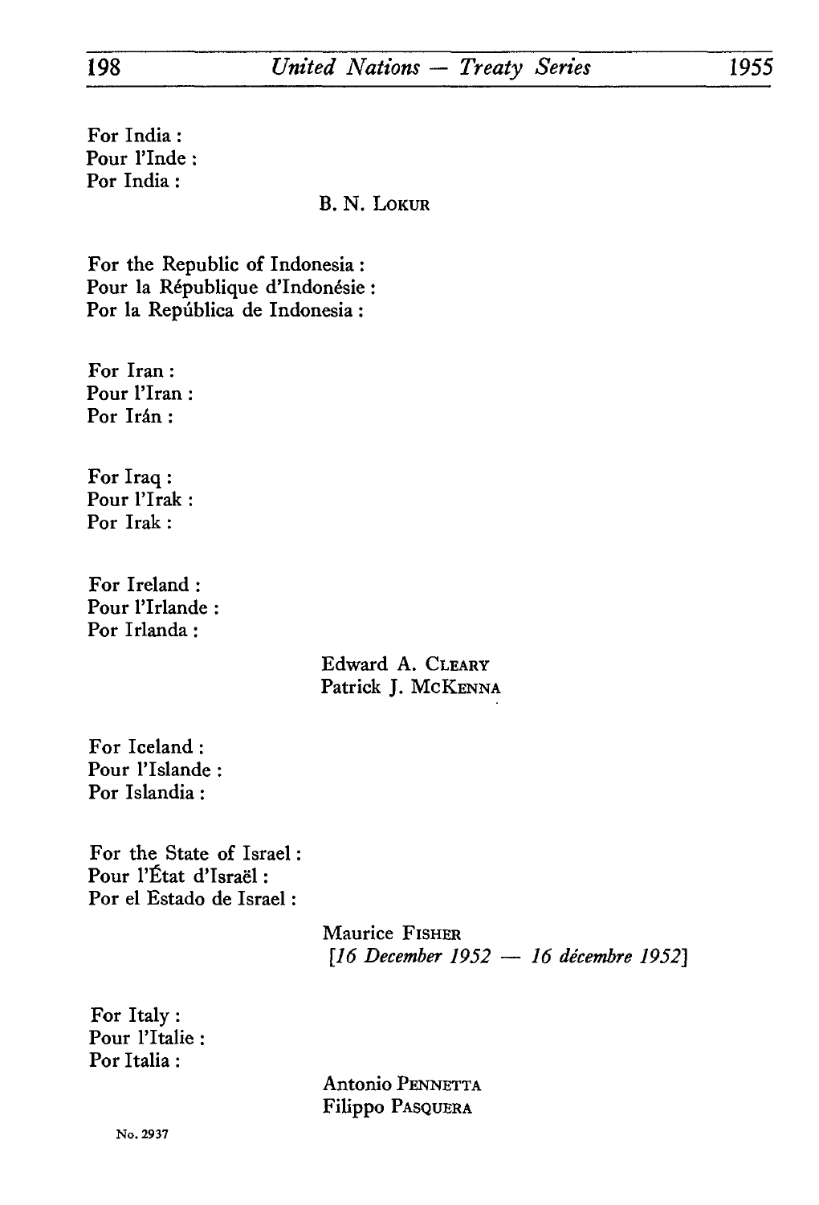For India :
Pour l'Inde :
Por India :

B. N. LOKUR

For the Republic of Indonesia :
Pour la République d'Indonésie :
Por la República de Indonesia :

For Iran :
Pour l'Iran :
Por Irán :

For Iraq :
Pour l'Irak :
Por Irak :

For Ireland :
Pour l'Irlande :
Por Irlanda :

Edward A. CLEARY
Patrick J. MCKENNA

For Iceland :
Pour l'Islande :
Por Islandia :

For the State of Israel :
Pour l'État d'Israël :
Por el Estado de Israel :

Maurice FISHER
*[16 December 1952 — 16 décembre 1952]*

For Italy :
Pour l'Italie :
Por Italia :

Antonio PENNETTA
Filippo PASQUERA

No. 2937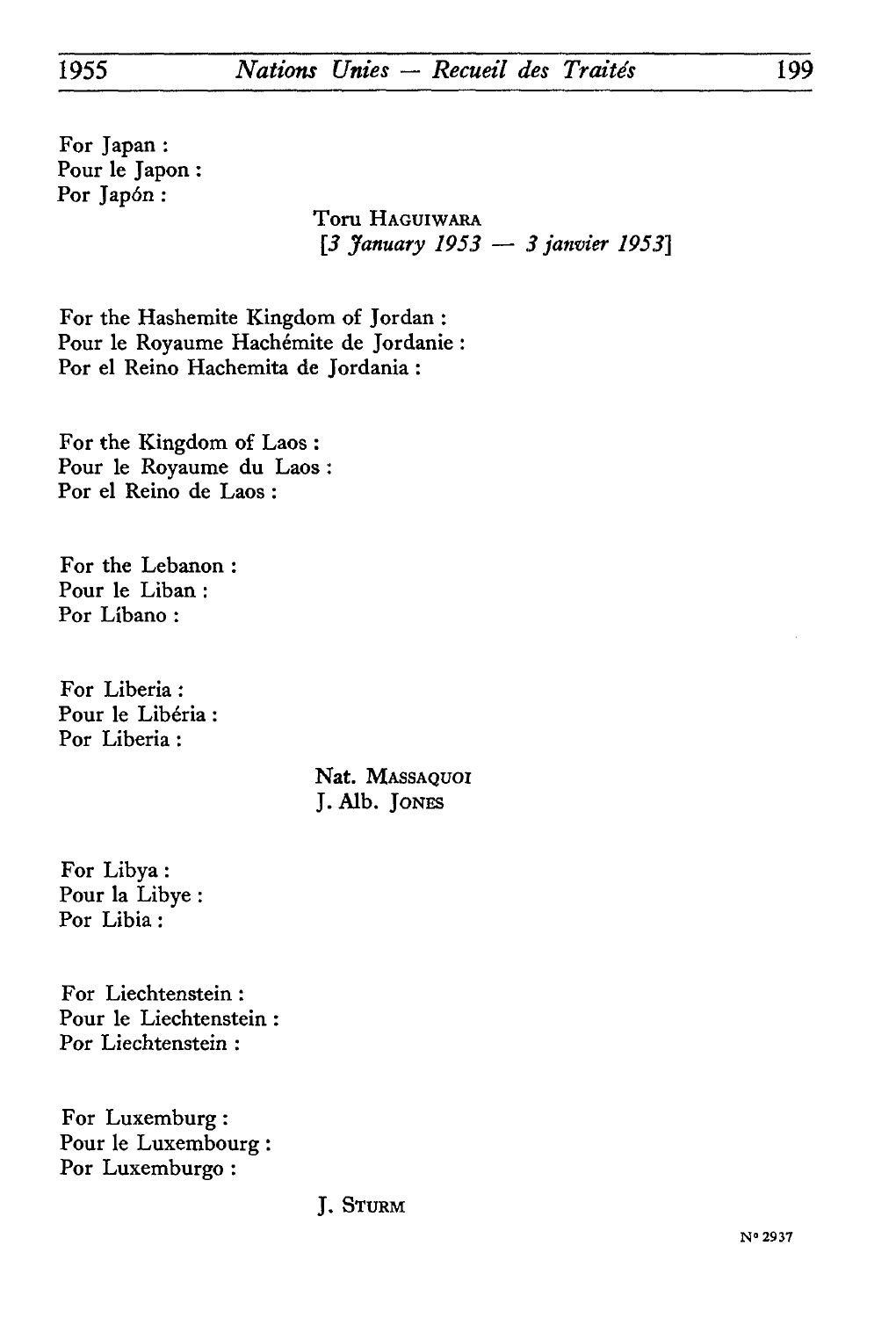For Japan :
Pour le Japon :
Por Japón :

Toru HAGUIWARA
*[3 January 1953 — 3 janvier 1953]*

For the Hashemite Kingdom of Jordan :
Pour le Royaume Hachémite de Jordanie :
Por el Reino Hachemita de Jordania :

For the Kingdom of Laos :
Pour le Royaume du Laos :
Por el Reino de Laos :

For the Lebanon :
Pour le Liban :
Por Líbano :

For Liberia :
Pour le Libéria :
Por Liberia :

Nat. MASSAQUOI
J. Alb. JONES

For Libya :
Pour la Libye :
Por Libia :

For Liechtenstein :
Pour le Liechtenstein :
Por Liechtenstein :

For Luxemburg :
Pour le Luxembourg :
Por Luxemburgo :

J. STURM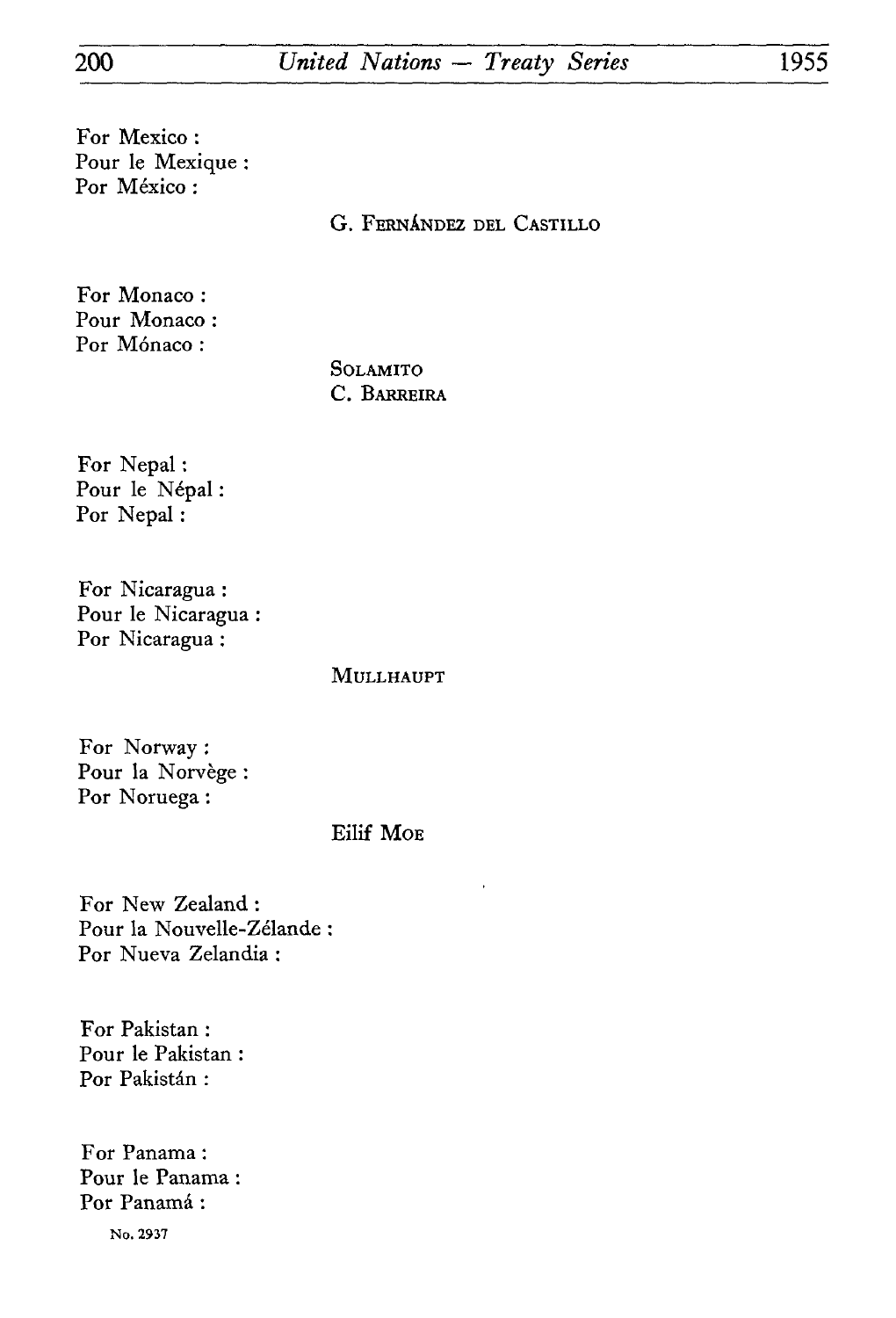For Mexico :
Pour le Mexique :
Por México :

G. Fernández del Castillo

For Monaco :
Pour Monaco :
Por Mónaco :

Solamito
C. Barreira

For Nepal :
Pour le Népal :
Por Nepal :

For Nicaragua :
Pour le Nicaragua :
Por Nicaragua :

Mullhaupt

For Norway :
Pour la Norvège :
Por Noruega :

Eilif Moe

For New Zealand :
Pour la Nouvelle-Zélande :
Por Nueva Zelandia :

For Pakistan :
Pour le Pakistan :
Por Pakistán :

For Panama :
Pour le Panama :
Por Panamá :

No. 2937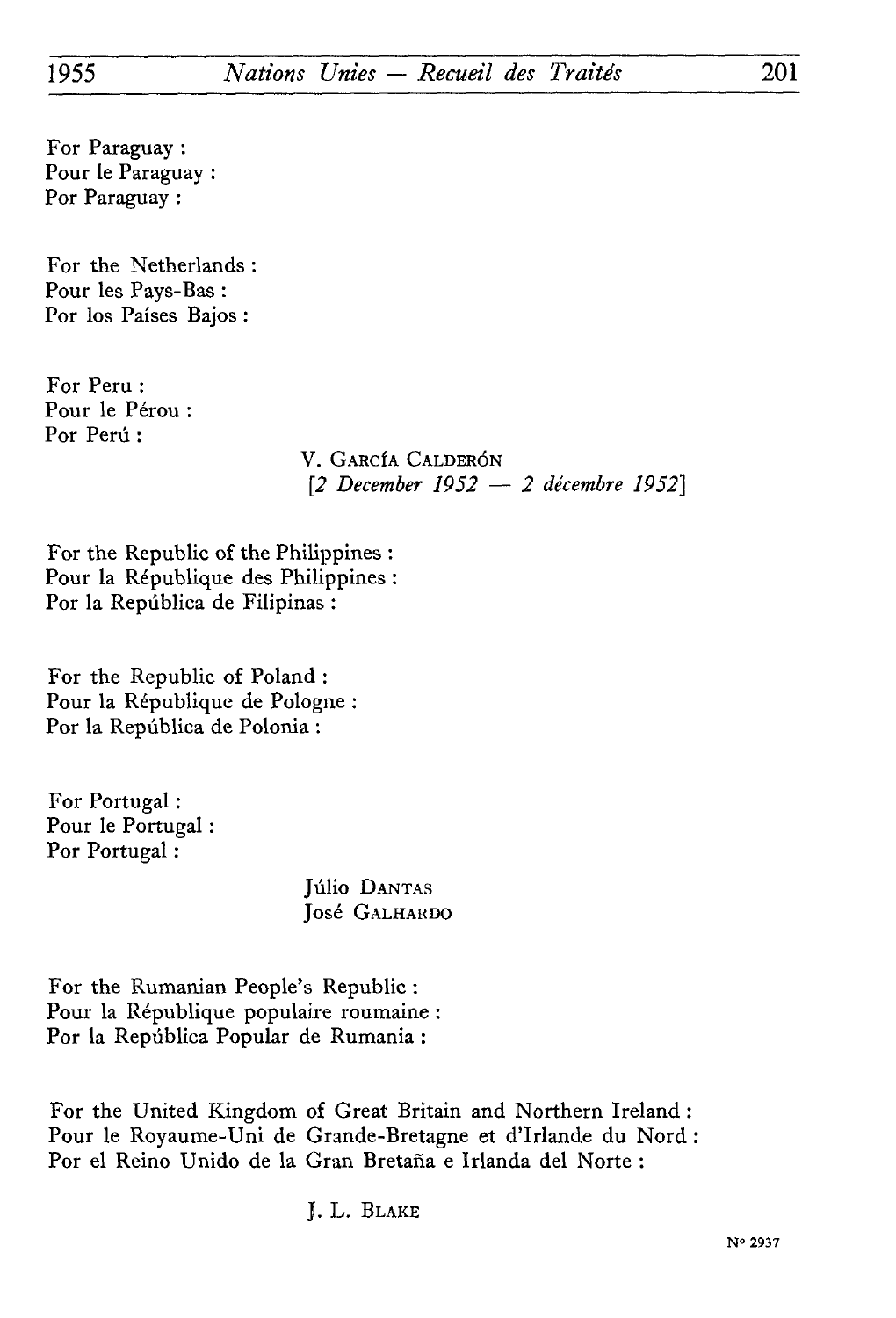For Paraguay :
Pour le Paraguay :
Por Paraguay :

For the Netherlands :
Pour les Pays-Bas :
Por los Países Bajos :

For Peru :
Pour le Pérou :
Por Perú :

V. García Calderón
[*2 December 1952 — 2 décembre 1952*]

For the Republic of the Philippines :
Pour la République des Philippines :
Por la República de Filipinas :

For the Republic of Poland :
Pour la République de Pologne :
Por la República de Polonia :

For Portugal :
Pour le Portugal :
Por Portugal :

Júlio Dantas
José Galhardo

For the Rumanian People's Republic :
Pour la République populaire roumaine :
Por la República Popular de Rumania :

For the United Kingdom of Great Britain and Northern Ireland :
Pour le Royaume-Uni de Grande-Bretagne et d'Irlande du Nord :
Por el Reino Unido de la Gran Bretaña e Irlanda del Norte :

J. L. Blake

N° 2937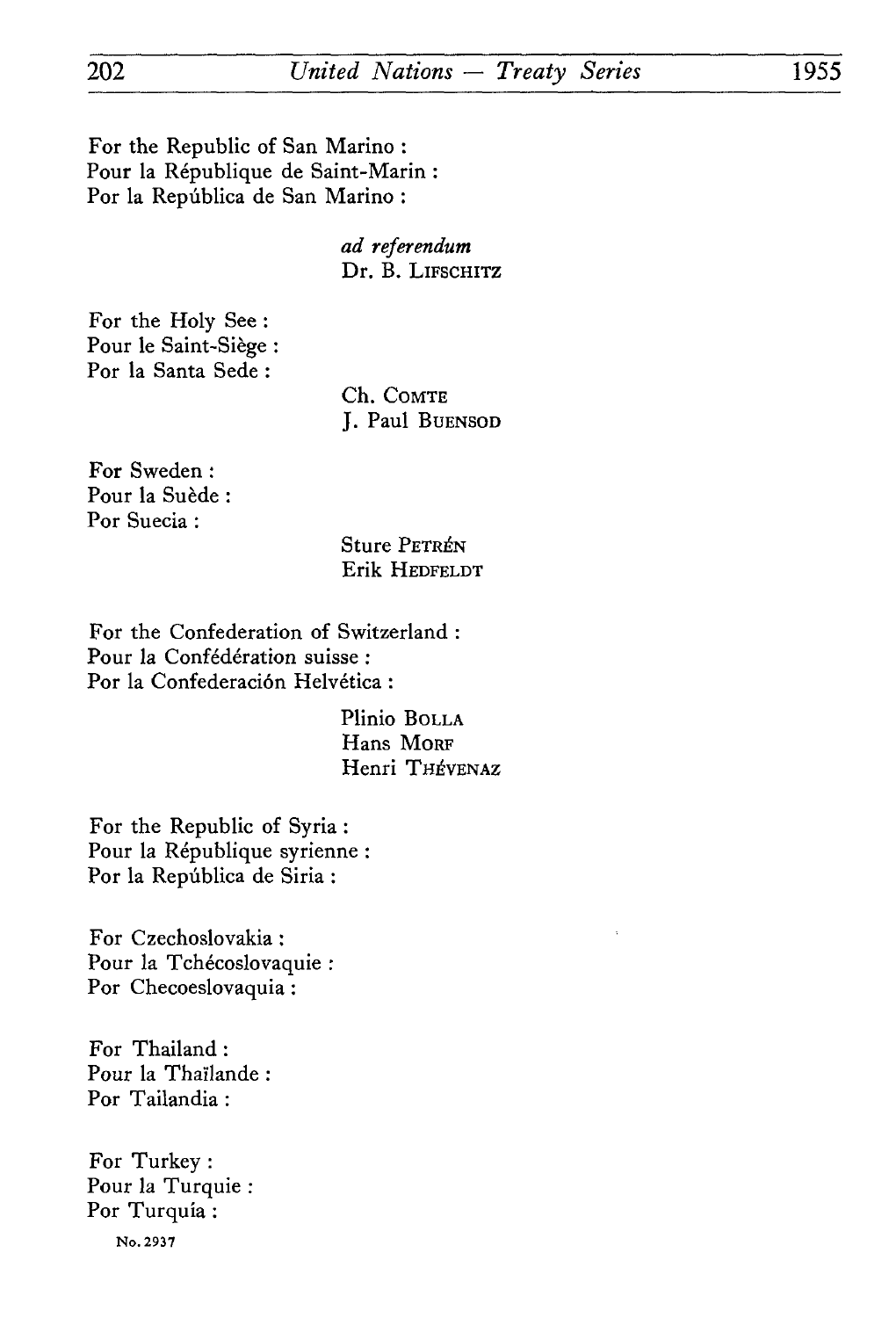For the Republic of San Marino :
Pour la République de Saint-Marin :
Por la República de San Marino :

*ad referendum*
Dr. B. LIFSCHITZ

For the Holy See :
Pour le Saint-Siège :
Por la Santa Sede :

Ch. COMTE
J. Paul BUENSOD

For Sweden :
Pour la Suède :
Por Suecia :

Sture PETRÉN
Erik HEDFELDT

For the Confederation of Switzerland :
Pour la Confédération suisse :
Por la Confederación Helvética :

Plinio BOLLA
Hans MORF
Henri THÉVENAZ

For the Republic of Syria :
Pour la République syrienne :
Por la República de Siria :

For Czechoslovakia :
Pour la Tchécoslovaquie :
Por Checoeslovaquia :

For Thailand :
Pour la Thaïlande :
Por Tailandia :

For Turkey :
Pour la Turquie :
Por Turquía :

No. 2937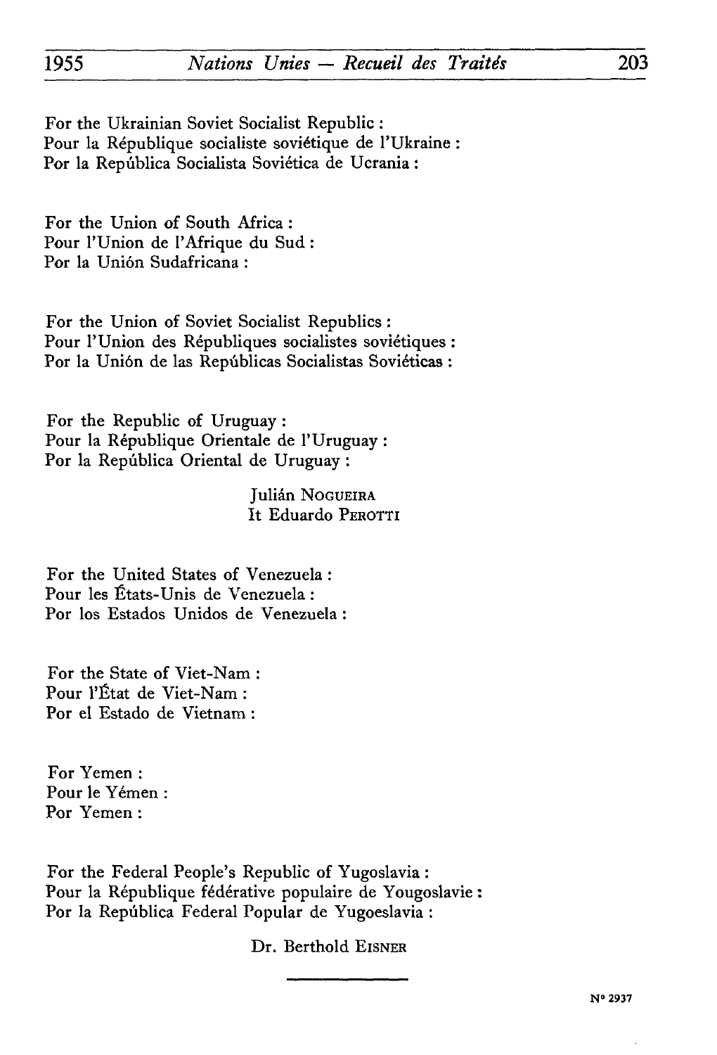For the Ukrainian Soviet Socialist Republic :
Pour la République socialiste soviétique de l'Ukraine :
Por la República Socialista Soviética de Ucrania :

For the Union of South Africa :
Pour l'Union de l'Afrique du Sud :
Por la Unión Sudafricana :

For the Union of Soviet Socialist Republics :
Pour l'Union des Républiques socialistes soviétiques :
Por la Unión de las Repúblicas Socialistas Soviéticas :

For the Republic of Uruguay :
Pour la République Orientale de l'Uruguay :
Por la República Oriental de Uruguay :

Julián NOGUEIRA
It Eduardo PEROTTI

For the United States of Venezuela :
Pour les États-Unis de Venezuela :
Por los Estados Unidos de Venezuela :

For the State of Viet-Nam :
Pour l'État de Viet-Nam :
Por el Estado de Vietnam :

For Yemen :
Pour le Yémen :
Por Yemen :

For the Federal People's Republic of Yugoslavia :
Pour la République fédérative populaire de Yougoslavie :
Por la República Federal Popular de Yugoeslavia :

Dr. Berthold EISNER

N° 2937